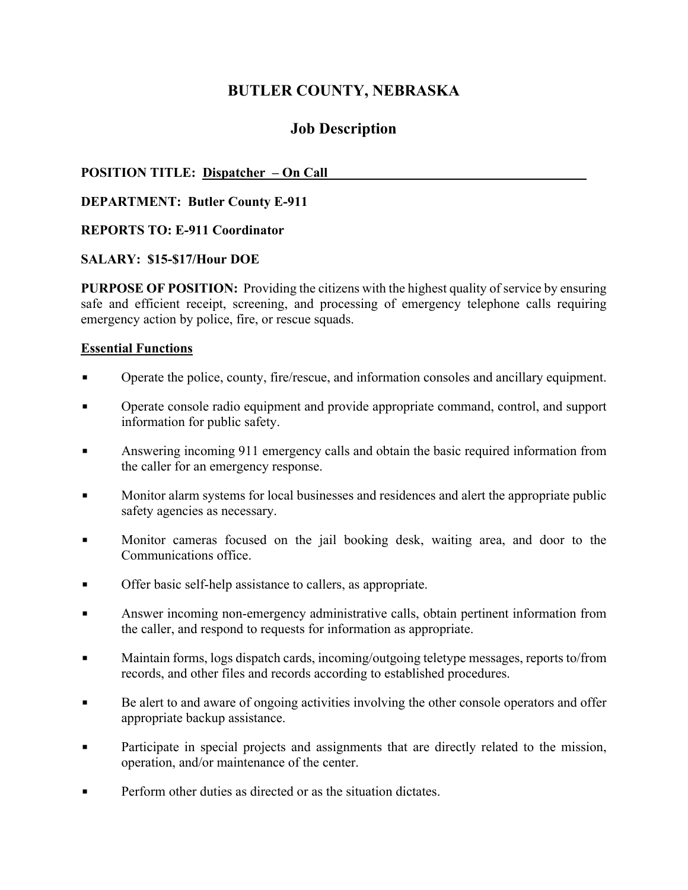# BUTLER COUNTY, NEBRASKA

## Job Description

**POSITION TITLE:** **Dispatcher – On Call**

**DEPARTMENT: Butler County E-911**

**REPORTS TO: E-911 Coordinator**

**SALARY: $15-$17/Hour DOE**

**PURPOSE OF POSITION:** Providing the citizens with the highest quality of service by ensuring safe and efficient receipt, screening, and processing of emergency telephone calls requiring emergency action by police, fire, or rescue squads.

### Essential Functions

- Operate the police, county, fire/rescue, and information consoles and ancillary equipment.
- Operate console radio equipment and provide appropriate command, control, and support information for public safety.
- Answering incoming 911 emergency calls and obtain the basic required information from the caller for an emergency response.
- Monitor alarm systems for local businesses and residences and alert the appropriate public safety agencies as necessary.
- Monitor cameras focused on the jail booking desk, waiting area, and door to the Communications office.
- Offer basic self-help assistance to callers, as appropriate.
- Answer incoming non-emergency administrative calls, obtain pertinent information from the caller, and respond to requests for information as appropriate.
- Maintain forms, logs dispatch cards, incoming/outgoing teletype messages, reports to/from records, and other files and records according to established procedures.
- Be alert to and aware of ongoing activities involving the other console operators and offer appropriate backup assistance.
- Participate in special projects and assignments that are directly related to the mission, operation, and/or maintenance of the center.
- Perform other duties as directed or as the situation dictates.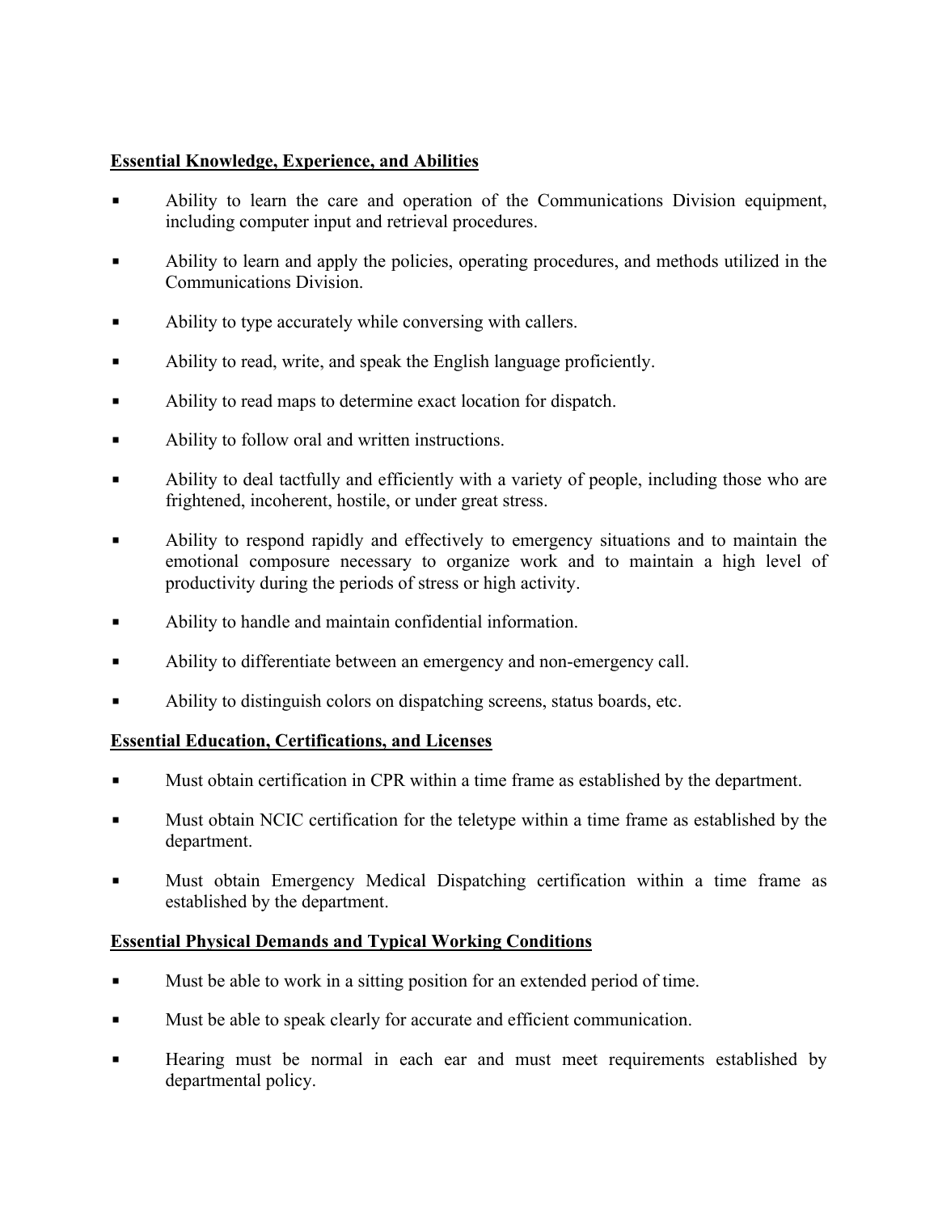## Essential Knowledge, Experience, and Abilities

- Ability to learn the care and operation of the Communications Division equipment, including computer input and retrieval procedures.
- Ability to learn and apply the policies, operating procedures, and methods utilized in the Communications Division.
- Ability to type accurately while conversing with callers.
- Ability to read, write, and speak the English language proficiently.
- Ability to read maps to determine exact location for dispatch.
- Ability to follow oral and written instructions.
- Ability to deal tactfully and efficiently with a variety of people, including those who are frightened, incoherent, hostile, or under great stress.
- Ability to respond rapidly and effectively to emergency situations and to maintain the emotional composure necessary to organize work and to maintain a high level of productivity during the periods of stress or high activity.
- Ability to handle and maintain confidential information.
- Ability to differentiate between an emergency and non-emergency call.
- Ability to distinguish colors on dispatching screens, status boards, etc.

## Essential Education, Certifications, and Licenses

- Must obtain certification in CPR within a time frame as established by the department.
- Must obtain NCIC certification for the teletype within a time frame as established by the department.
- Must obtain Emergency Medical Dispatching certification within a time frame as established by the department.

## Essential Physical Demands and Typical Working Conditions

- Must be able to work in a sitting position for an extended period of time.
- Must be able to speak clearly for accurate and efficient communication.
- Hearing must be normal in each ear and must meet requirements established by departmental policy.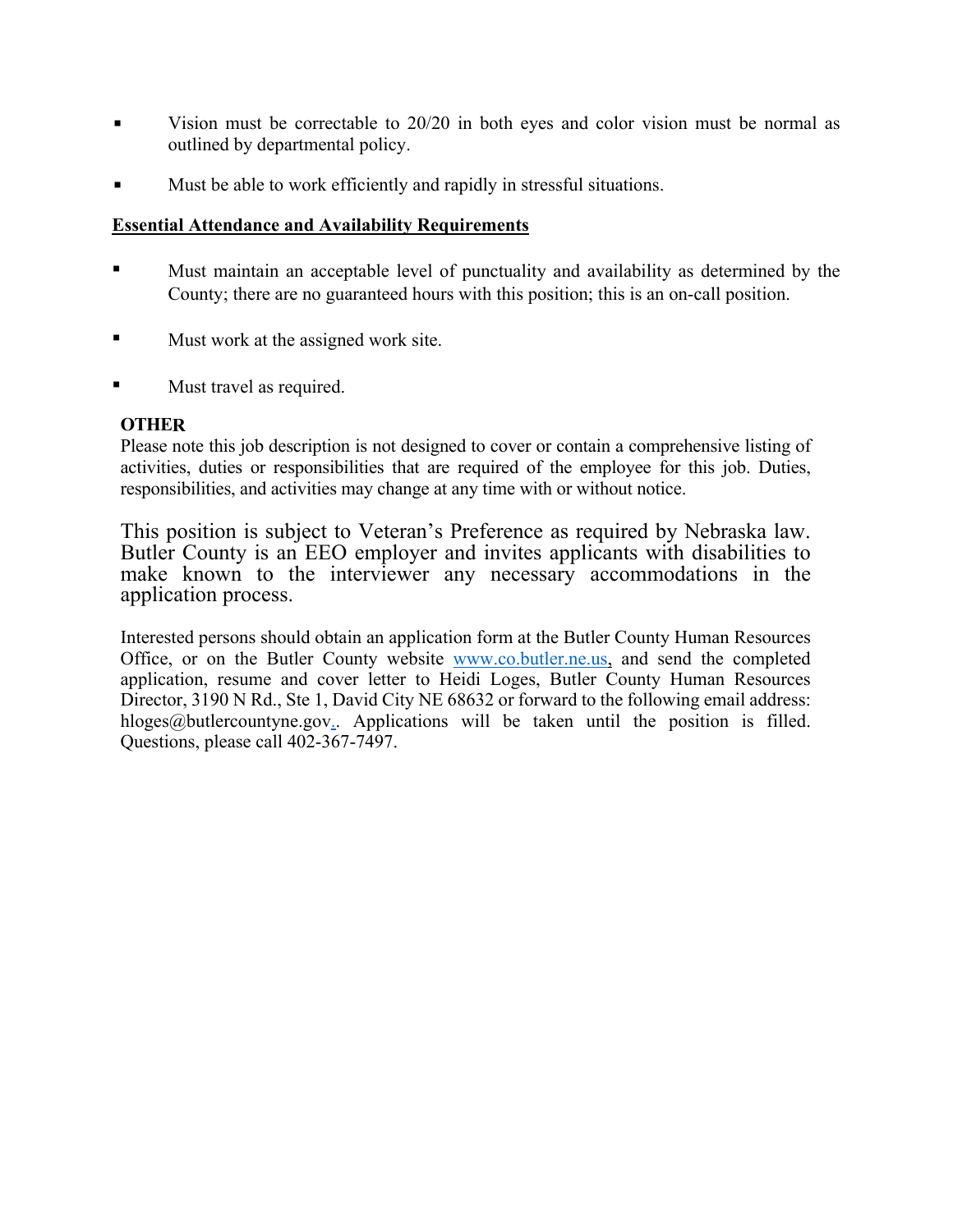- Vision must be correctable to 20/20 in both eyes and color vision must be normal as outlined by departmental policy.
- Must be able to work efficiently and rapidly in stressful situations.

**Essential Attendance and Availability Requirements**

- Must maintain an acceptable level of punctuality and availability as determined by the County; there are no guaranteed hours with this position; this is an on-call position.
- Must work at the assigned work site.
- Must travel as required.

**OTHER**

Please note this job description is not designed to cover or contain a comprehensive listing of activities, duties or responsibilities that are required of the employee for this job. Duties, responsibilities, and activities may change at any time with or without notice.

This position is subject to Veteran's Preference as required by Nebraska law. Butler County is an EEO employer and invites applicants with disabilities to make known to the interviewer any necessary accommodations in the application process.

Interested persons should obtain an application form at the Butler County Human Resources Office, or on the Butler County website www.co.butler.ne.us, and send the completed application, resume and cover letter to Heidi Loges, Butler County Human Resources Director, 3190 N Rd., Ste 1, David City NE 68632 or forward to the following email address: hloges@butlercountyne.gov.. Applications will be taken until the position is filled. Questions, please call 402-367-7497.